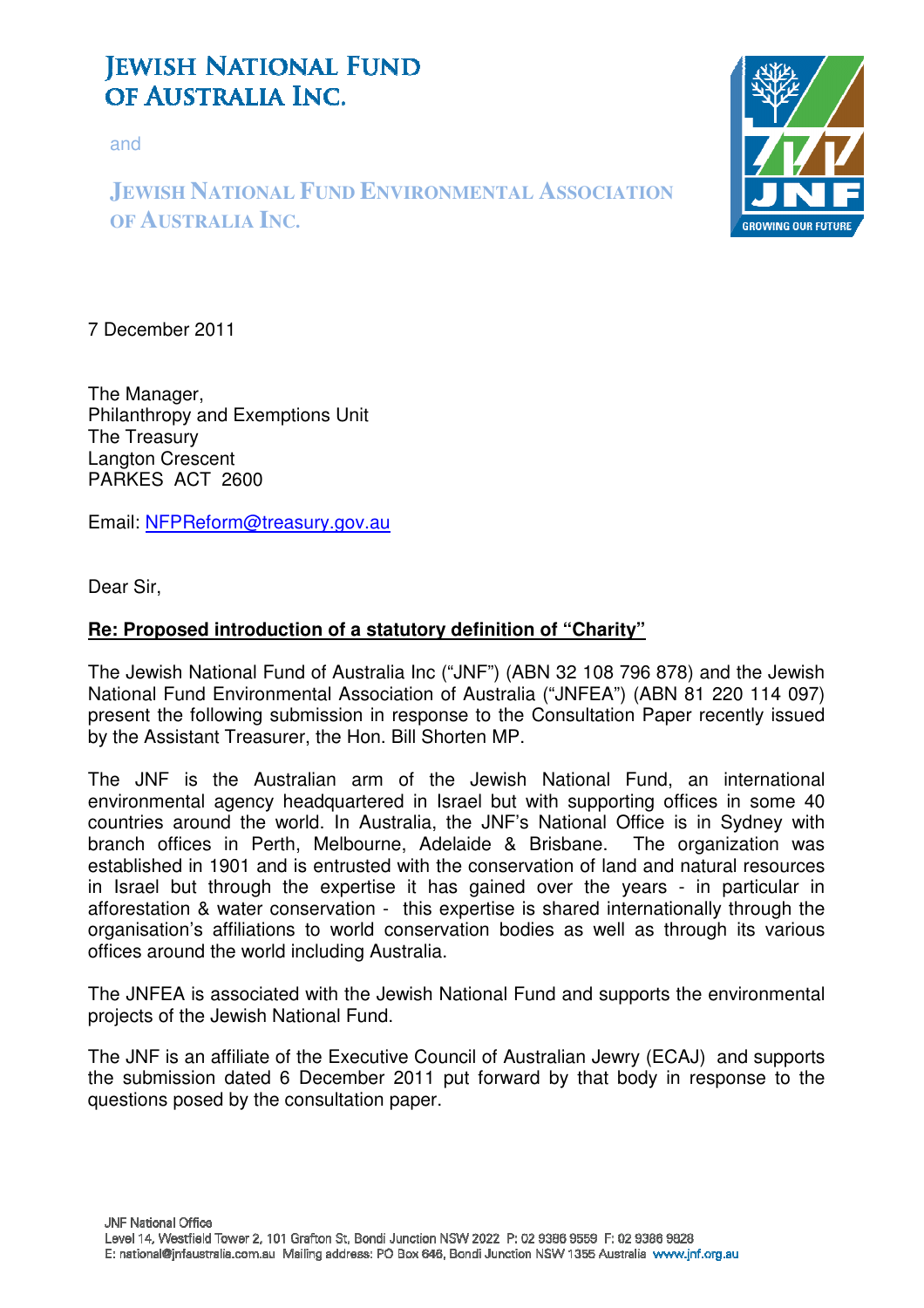# JEWISH NATIONAL FUND OF AUSTRALIA INC.

and

## JEWISH NATIONAL FUND ENVIRONMENTAL ASSOCIATION OF AUSTRALIA INC.

7 December 2011

The Manager,  
Philanthropy and Exemptions Unit  
The Treasury  
Langton Crescent  
PARKES ACT 2600

Email: NFPReform@treasury.gov.au

Dear Sir,

**Re: Proposed introduction of a statutory definition of "Charity"**

The Jewish National Fund of Australia Inc ("JNF") (ABN 32 108 796 878) and the Jewish National Fund Environmental Association of Australia ("JNFEA") (ABN 81 220 114 097) present the following submission in response to the Consultation Paper recently issued by the Assistant Treasurer, the Hon. Bill Shorten MP.

The JNF is the Australian arm of the Jewish National Fund, an international environmental agency headquartered in Israel but with supporting offices in some 40 countries around the world. In Australia, the JNF's National Office is in Sydney with branch offices in Perth, Melbourne, Adelaide & Brisbane. The organization was established in 1901 and is entrusted with the conservation of land and natural resources in Israel but through the expertise it has gained over the years - in particular in afforestation & water conservation - this expertise is shared internationally through the organisation's affiliations to world conservation bodies as well as through its various offices around the world including Australia.

The JNFEA is associated with the Jewish National Fund and supports the environmental projects of the Jewish National Fund.

The JNF is an affiliate of the Executive Council of Australian Jewry (ECAJ) and supports the submission dated 6 December 2011 put forward by that body in response to the questions posed by the consultation paper.

JNF National Office  
Level 14, Westfield Tower 2, 101 Grafton St, Bondi Junction NSW 2022 P: 02 9386 9559 F: 02 9386 9828  
E: national@jnfaustralia.com.au Mailing address: PO Box 646, Bondi Junction NSW 1355 Australia www.jnf.org.au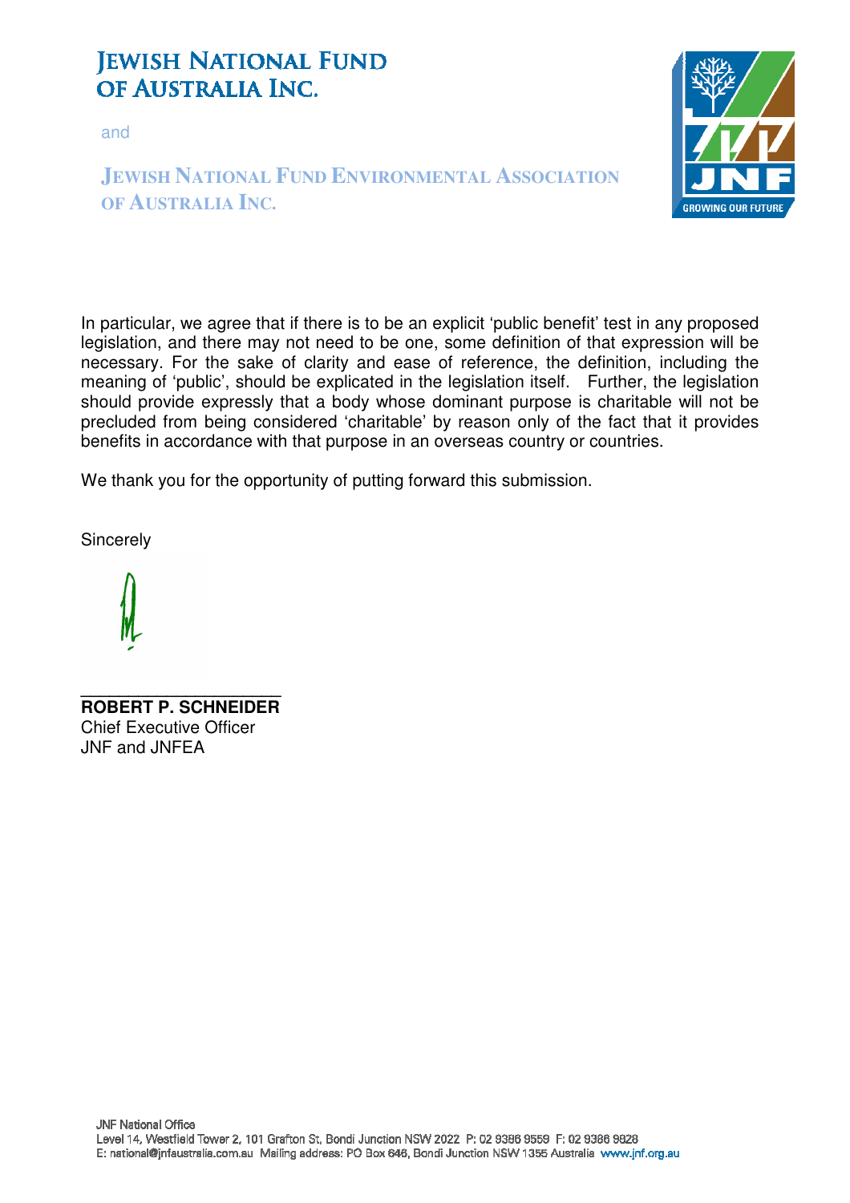# JEWISH NATIONAL FUND OF AUSTRALIA INC.

and

## JEWISH NATIONAL FUND ENVIRONMENTAL ASSOCIATION OF AUSTRALIA INC.

In particular, we agree that if there is to be an explicit 'public benefit' test in any proposed legislation, and there may not need to be one, some definition of that expression will be necessary. For the sake of clarity and ease of reference, the definition, including the meaning of 'public', should be explicated in the legislation itself. Further, the legislation should provide expressly that a body whose dominant purpose is charitable will not be precluded from being considered 'charitable' by reason only of the fact that it provides benefits in accordance with that purpose in an overseas country or countries.

We thank you for the opportunity of putting forward this submission.

Sincerely

\_\_\_\_\_\_\_\_\_\_\_\_\_\_\_\_\_\_\_\_\_\_

**ROBERT P. SCHNEIDER**
Chief Executive Officer
JNF and JNFEA

JNF National Office
Level 14, Westfield Tower 2, 101 Grafton St, Bondi Junction NSW 2022 P: 02 9386 9559 F: 02 9386 9828
E: national@jnfaustralia.com.au Mailing address: PO Box 646, Bondi Junction NSW 1355 Australia www.jnf.org.au